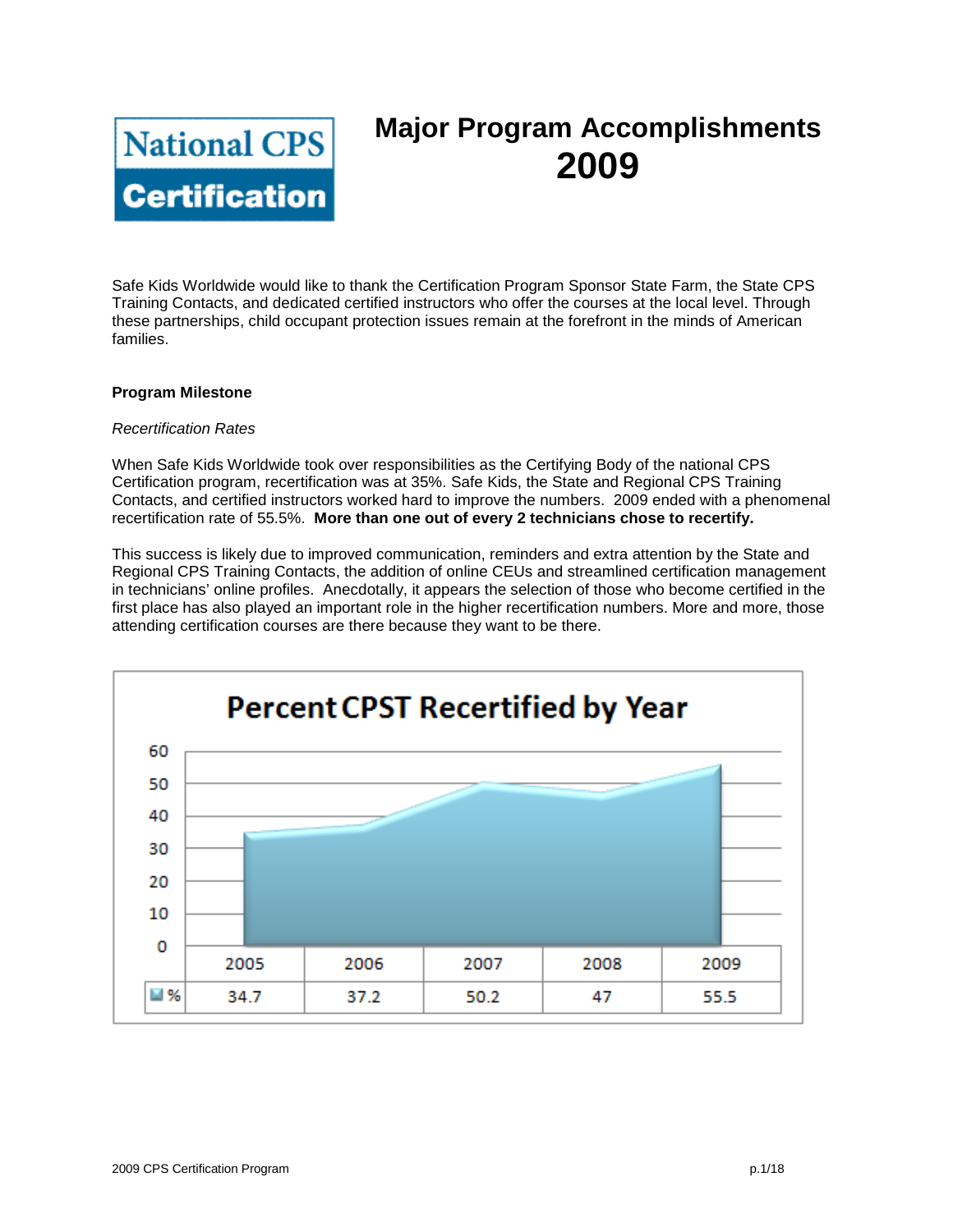National CPS Certification

# Major Program Accomplishments 2009

Safe Kids Worldwide would like to thank the Certification Program Sponsor State Farm, the State CPS Training Contacts, and dedicated certified instructors who offer the courses at the local level. Through these partnerships, child occupant protection issues remain at the forefront in the minds of American families.

**Program Milestone**

*Recertification Rates*

When Safe Kids Worldwide took over responsibilities as the Certifying Body of the national CPS Certification program, recertification was at 35%. Safe Kids, the State and Regional CPS Training Contacts, and certified instructors worked hard to improve the numbers. 2009 ended with a phenomenal recertification rate of 55.5%. **More than one out of every 2 technicians chose to recertify.**

This success is likely due to improved communication, reminders and extra attention by the State and Regional CPS Training Contacts, the addition of online CEUs and streamlined certification management in technicians' online profiles. Anecdotally, it appears the selection of those who become certified in the first place has also played an important role in the higher recertification numbers. More and more, those attending certification courses are there because they want to be there.

**Percent CPST Recertified by Year**

| | 2005 | 2006 | 2007 | 2008 | 2009 |
|---|---|---|---|---|---|
| % | 34.7 | 37.2 | 50.2 | 47 | 55.5 |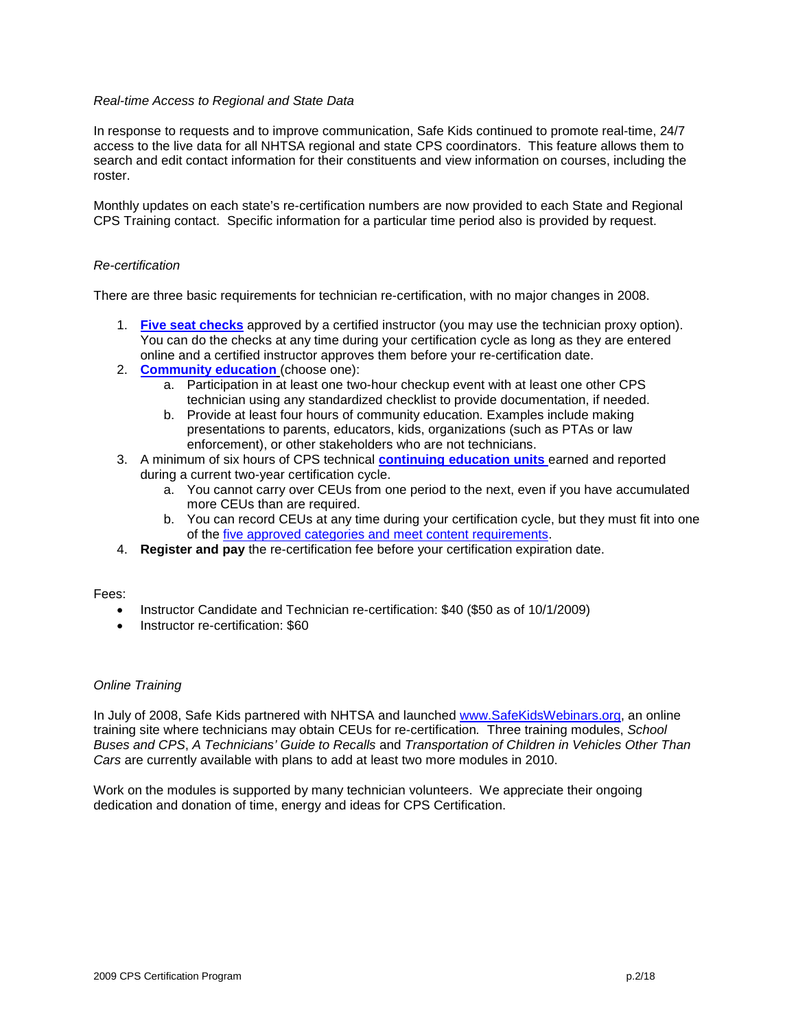*Real-time Access to Regional and State Data*

In response to requests and to improve communication, Safe Kids continued to promote real-time, 24/7 access to the live data for all NHTSA regional and state CPS coordinators. This feature allows them to search and edit contact information for their constituents and view information on courses, including the roster.

Monthly updates on each state's re-certification numbers are now provided to each State and Regional CPS Training contact. Specific information for a particular time period also is provided by request.

*Re-certification*

There are three basic requirements for technician re-certification, with no major changes in 2008.

1. **Five seat checks** approved by a certified instructor (you may use the technician proxy option). You can do the checks at any time during your certification cycle as long as they are entered online and a certified instructor approves them before your re-certification date.
2. **Community education** (choose one):
   a. Participation in at least one two-hour checkup event with at least one other CPS technician using any standardized checklist to provide documentation, if needed.
   b. Provide at least four hours of community education. Examples include making presentations to parents, educators, kids, organizations (such as PTAs or law enforcement), or other stakeholders who are not technicians.
3. A minimum of six hours of CPS technical **continuing education units** earned and reported during a current two-year certification cycle.
   a. You cannot carry over CEUs from one period to the next, even if you have accumulated more CEUs than are required.
   b. You can record CEUs at any time during your certification cycle, but they must fit into one of the five approved categories and meet content requirements.
4. **Register and pay** the re-certification fee before your certification expiration date.

Fees:

- Instructor Candidate and Technician re-certification: $40 ($50 as of 10/1/2009)
- Instructor re-certification: $60

*Online Training*

In July of 2008, Safe Kids partnered with NHTSA and launched www.SafeKidsWebinars.org, an online training site where technicians may obtain CEUs for re-certification. Three training modules, *School Buses and CPS*, *A Technicians' Guide to Recalls* and *Transportation of Children in Vehicles Other Than Cars* are currently available with plans to add at least two more modules in 2010.

Work on the modules is supported by many technician volunteers. We appreciate their ongoing dedication and donation of time, energy and ideas for CPS Certification.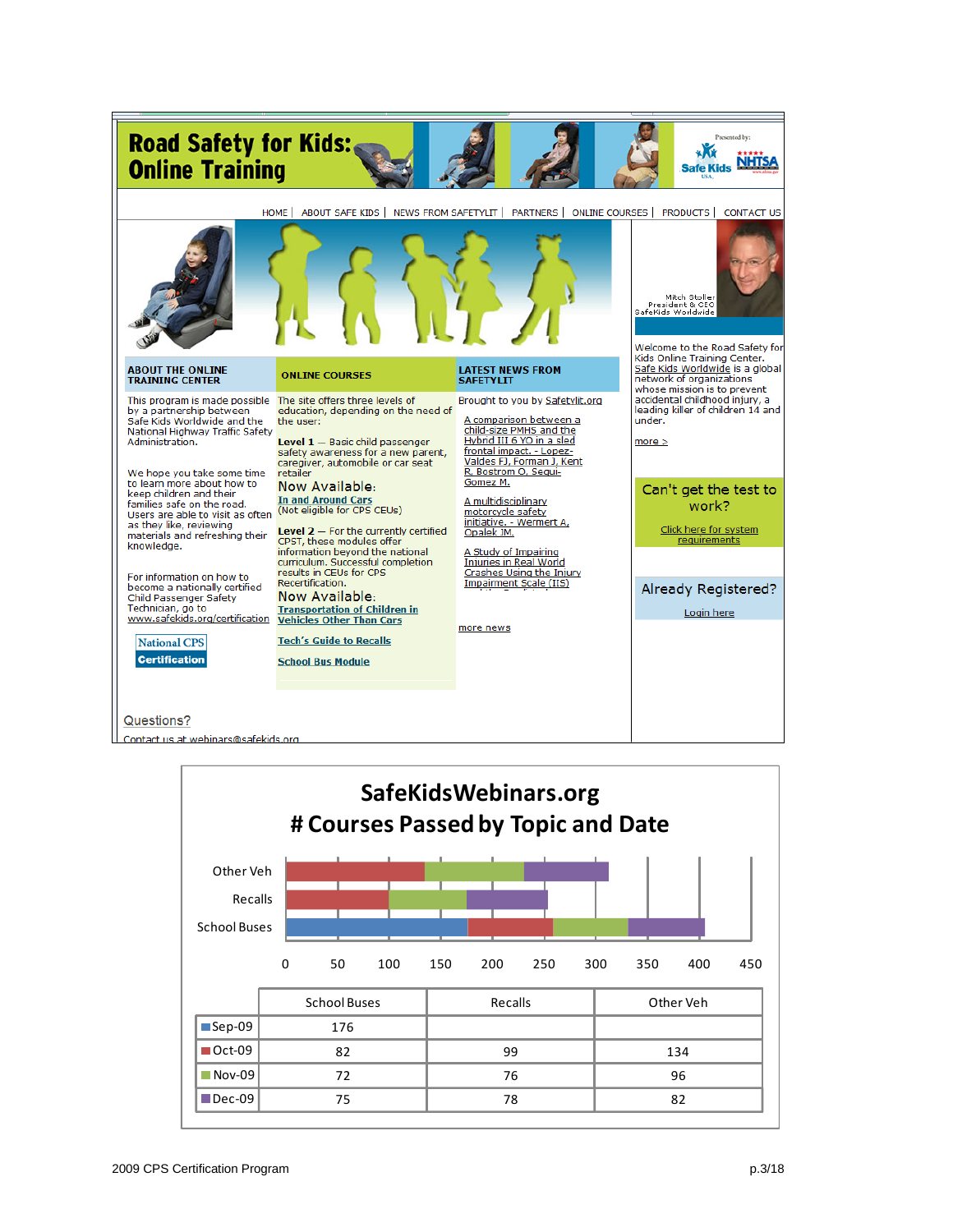# Road Safety for Kids: Online Training

Presented by: Safe Kids USA, NHTSA

HOME | ABOUT SAFE KIDS | NEWS FROM SAFETYLIT | PARTNERS | ONLINE COURSES | PRODUCTS | CONTACT US

Mitch Stoller
President & CEO
SafeKids Worldwide

### ABOUT THE ONLINE TRAINING CENTER

This program is made possible by a partnership between Safe Kids Worldwide and the National Highway Traffic Safety Administration.

We hope you take some time to learn more about how to keep children and their families safe on the road. Users are able to visit as often as they like, reviewing materials and refreshing their knowledge.

For information on how to become a nationally certified Child Passenger Safety Technician, go to www.safekids.org/certification

National CPS Certification

### ONLINE COURSES

The site offers three levels of education, depending on the need of the user:

**Level 1** — Basic child passenger safety awareness for a new parent, caregiver, automobile or car seat retailer

Now Available:
In and Around Cars
(Not eligible for CPS CEUs)

**Level 2** — For the currently certified CPST, these modules offer information beyond the national curriculum. Successful completion results in CEUs for CPS Recertification.

Now Available:
Transportation of Children in Vehicles Other Than Cars

Tech's Guide to Recalls

School Bus Module

### LATEST NEWS FROM SAFETYLIT

Brought to you by Safetylit.org

- A comparison between a child-size PMHS and the Hybrid III 6 YO in a sled frontal impact. - Lopez-Valdes FJ, Forman J, Kent R, Bostrom O, Segui-Gomez M.
- A multidisciplinary motorcycle safety initiative. - Wermert A, Opalek JM.
- A Study of Impairing Injuries in Real World Crashes Using the Injury Impairment Scale (IIS)

more news

Welcome to the Road Safety for Kids Online Training Center. Safe Kids Worldwide is a global network of organizations whose mission is to prevent accidental childhood injury, a leading killer of children 14 and under.

more >

Can't get the test to work?
Click here for system requirements

Already Registered?
Login here

Questions?
Contact us at webinars@safekids.org

## SafeKidsWebinars.org
## # Courses Passed by Topic and Date

|  | School Buses | Recalls | Other Veh |
|---|---|---|---|
| Sep-09 | 176 | | |
| Oct-09 | 82 | 99 | 134 |
| Nov-09 | 72 | 76 | 96 |
| Dec-09 | 75 | 78 | 82 |

2009 CPS Certification Program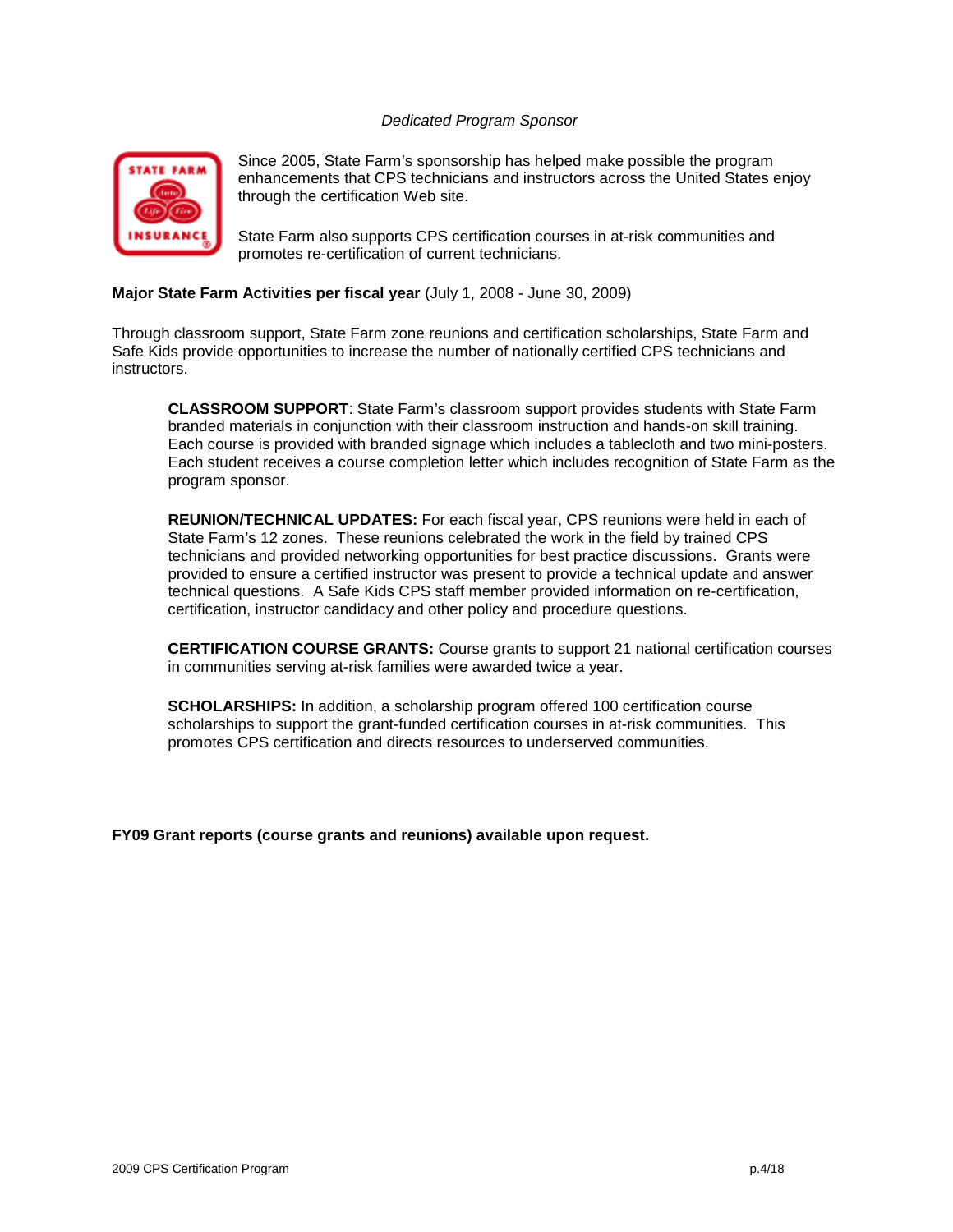*Dedicated Program Sponsor*

Since 2005, State Farm's sponsorship has helped make possible the program enhancements that CPS technicians and instructors across the United States enjoy through the certification Web site.

State Farm also supports CPS certification courses in at-risk communities and promotes re-certification of current technicians.

**Major State Farm Activities per fiscal year** (July 1, 2008 - June 30, 2009)

Through classroom support, State Farm zone reunions and certification scholarships, State Farm and Safe Kids provide opportunities to increase the number of nationally certified CPS technicians and instructors.

> **CLASSROOM SUPPORT**: State Farm's classroom support provides students with State Farm branded materials in conjunction with their classroom instruction and hands-on skill training. Each course is provided with branded signage which includes a tablecloth and two mini-posters. Each student receives a course completion letter which includes recognition of State Farm as the program sponsor.
>
> **REUNION/TECHNICAL UPDATES:** For each fiscal year, CPS reunions were held in each of State Farm's 12 zones. These reunions celebrated the work in the field by trained CPS technicians and provided networking opportunities for best practice discussions. Grants were provided to ensure a certified instructor was present to provide a technical update and answer technical questions. A Safe Kids CPS staff member provided information on re-certification, certification, instructor candidacy and other policy and procedure questions.
>
> **CERTIFICATION COURSE GRANTS:** Course grants to support 21 national certification courses in communities serving at-risk families were awarded twice a year.
>
> **SCHOLARSHIPS:** In addition, a scholarship program offered 100 certification course scholarships to support the grant-funded certification courses in at-risk communities. This promotes CPS certification and directs resources to underserved communities.

**FY09 Grant reports (course grants and reunions) available upon request.**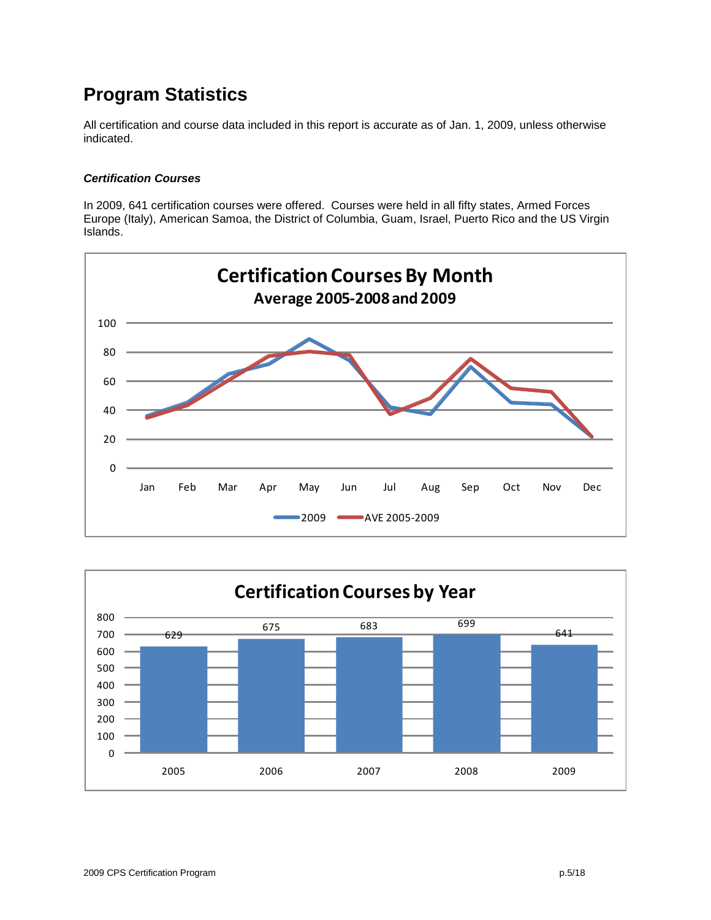# Program Statistics

All certification and course data included in this report is accurate as of Jan. 1, 2009, unless otherwise indicated.

***Certification Courses***

In 2009, 641 certification courses were offered. Courses were held in all fifty states, Armed Forces Europe (Italy), American Samoa, the District of Columbia, Guam, Israel, Puerto Rico and the US Virgin Islands.

**Certification Courses By Month**
**Average 2005-2008 and 2009**

**Certification Courses by Year**

| Year | Courses |
|---|---|
| 2005 | 629 |
| 2006 | 675 |
| 2007 | 683 |
| 2008 | 699 |
| 2009 | 641 |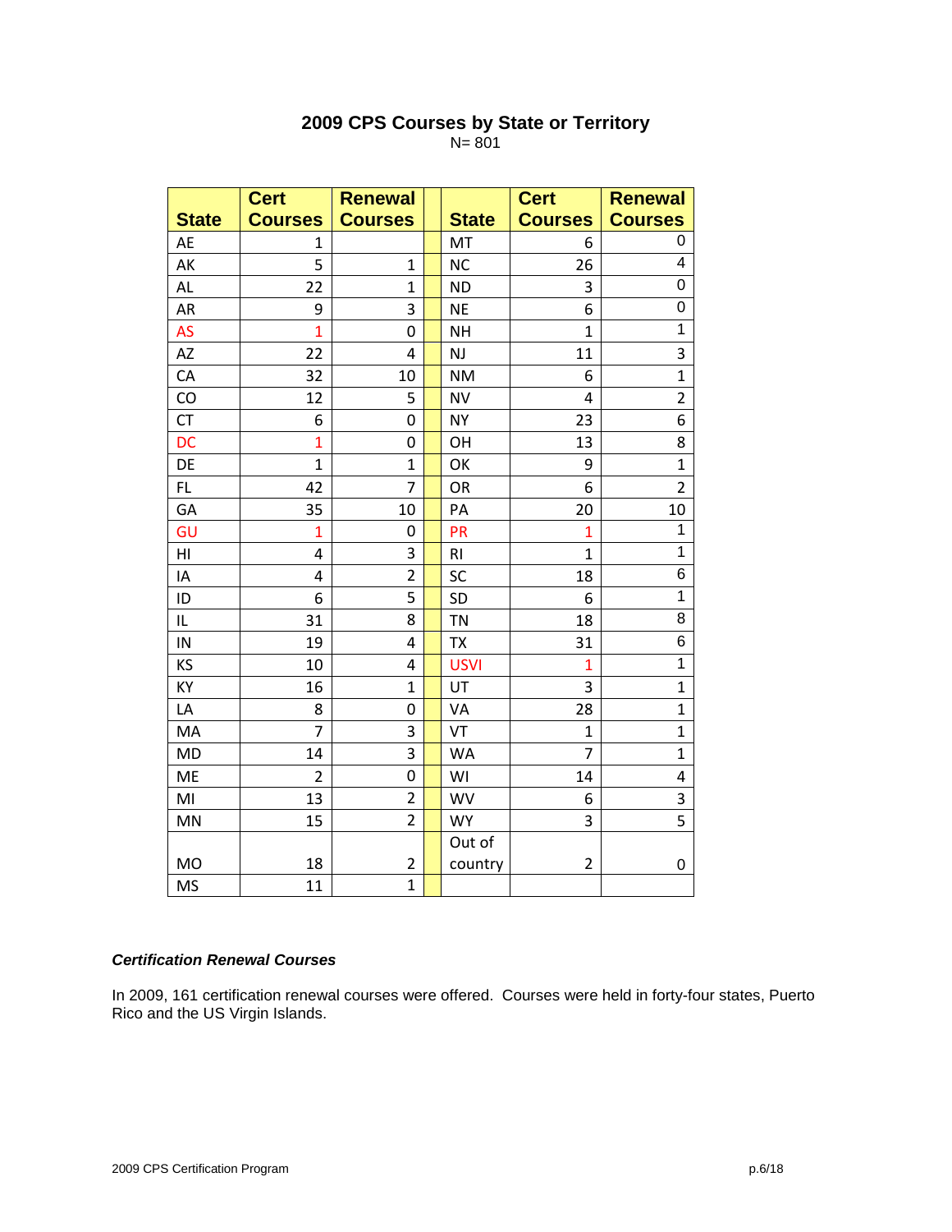## 2009 CPS Courses by State or Territory

N= 801

| State | Cert Courses | Renewal Courses | | State | Cert Courses | Renewal Courses |
|---|---|---|---|---|---|---|
| AE | 1 | | | MT | 6 | 0 |
| AK | 5 | 1 | | NC | 26 | 4 |
| AL | 22 | 1 | | ND | 3 | 0 |
| AR | 9 | 3 | | NE | 6 | 0 |
| AS | 1 | 0 | | NH | 1 | 1 |
| AZ | 22 | 4 | | NJ | 11 | 3 |
| CA | 32 | 10 | | NM | 6 | 1 |
| CO | 12 | 5 | | NV | 4 | 2 |
| CT | 6 | 0 | | NY | 23 | 6 |
| DC | 1 | 0 | | OH | 13 | 8 |
| DE | 1 | 1 | | OK | 9 | 1 |
| FL | 42 | 7 | | OR | 6 | 2 |
| GA | 35 | 10 | | PA | 20 | 10 |
| GU | 1 | 0 | | PR | 1 | 1 |
| HI | 4 | 3 | | RI | 1 | 1 |
| IA | 4 | 2 | | SC | 18 | 6 |
| ID | 6 | 5 | | SD | 6 | 1 |
| IL | 31 | 8 | | TN | 18 | 8 |
| IN | 19 | 4 | | TX | 31 | 6 |
| KS | 10 | 4 | | USVI | 1 | 1 |
| KY | 16 | 1 | | UT | 3 | 1 |
| LA | 8 | 0 | | VA | 28 | 1 |
| MA | 7 | 3 | | VT | 1 | 1 |
| MD | 14 | 3 | | WA | 7 | 1 |
| ME | 2 | 0 | | WI | 14 | 4 |
| MI | 13 | 2 | | WV | 6 | 3 |
| MN | 15 | 2 | | WY | 3 | 5 |
| MO | 18 | 2 | | Out of country | 2 | 0 |
| MS | 11 | 1 | | | | |

### *Certification Renewal Courses*

In 2009, 161 certification renewal courses were offered. Courses were held in forty-four states, Puerto Rico and the US Virgin Islands.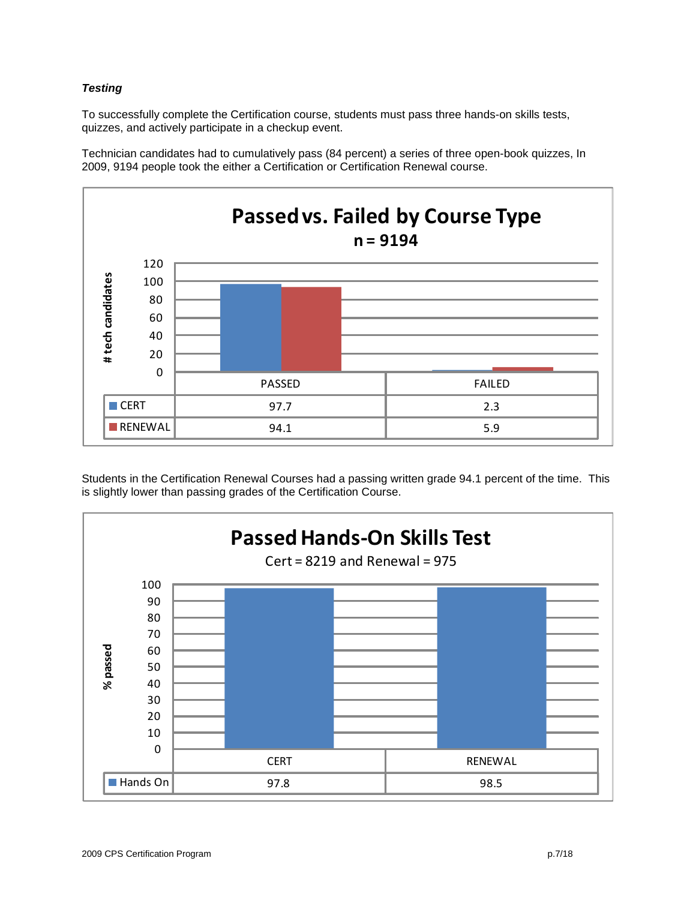***Testing***

To successfully complete the Certification course, students must pass three hands-on skills tests, quizzes, and actively participate in a checkup event.

Technician candidates had to cumulatively pass (84 percent) a series of three open-book quizzes, In 2009, 9194 people took the either a Certification or Certification Renewal course.

**Passed vs. Failed by Course Type**

**n = 9194**

| | PASSED | FAILED |
|---|---|---|
| CERT | 97.7 | 2.3 |
| RENEWAL | 94.1 | 5.9 |

Students in the Certification Renewal Courses had a passing written grade 94.1 percent of the time. This is slightly lower than passing grades of the Certification Course.

**Passed Hands-On Skills Test**

Cert = 8219 and Renewal = 975

| | CERT | RENEWAL |
|---|---|---|
| Hands On | 97.8 | 98.5 |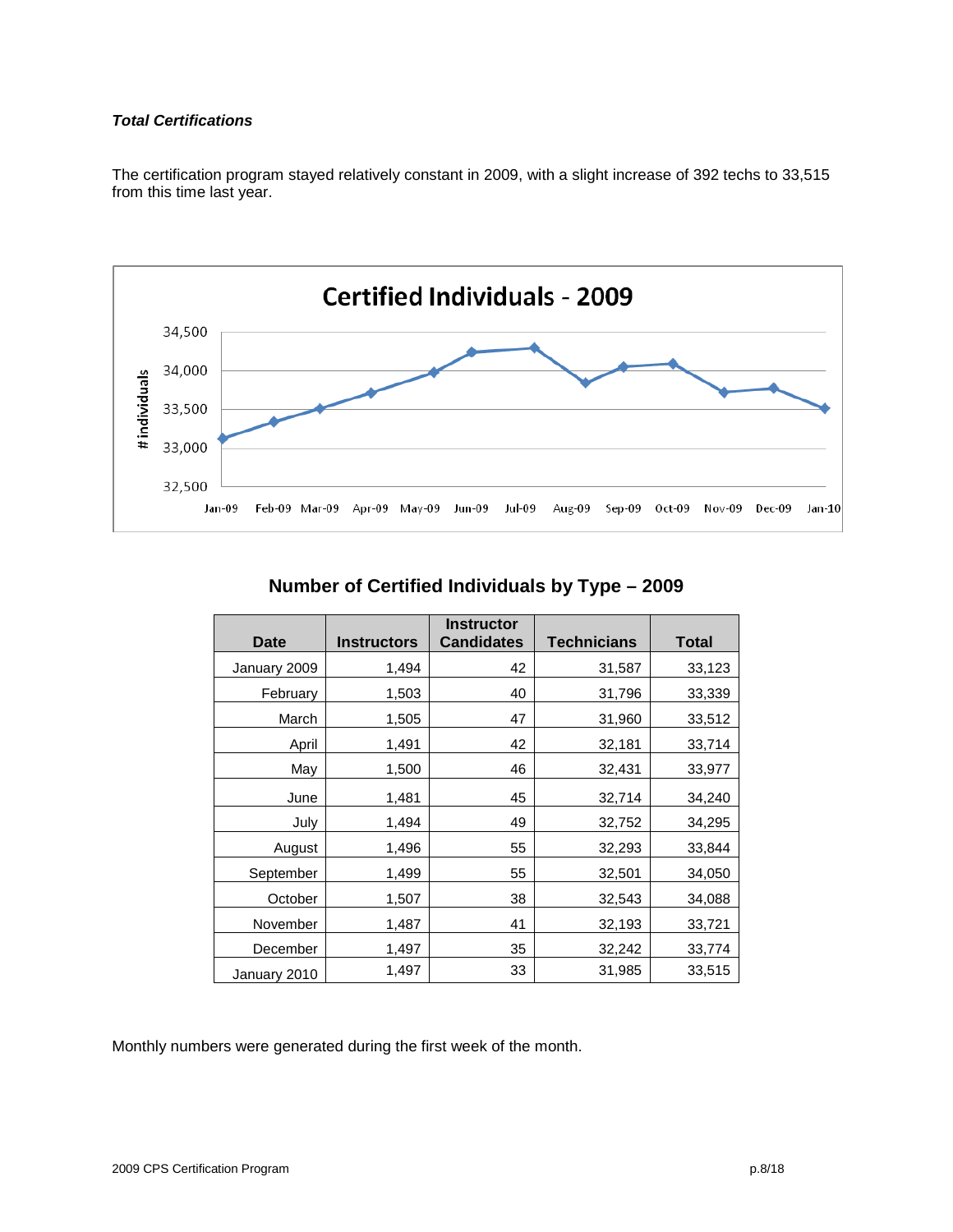***Total Certifications***

The certification program stayed relatively constant in 2009, with a slight increase of 392 techs to 33,515 from this time last year.

**Certified Individuals - 2009**

## Number of Certified Individuals by Type – 2009

| Date | Instructors | Instructor Candidates | Technicians | Total |
|---|---|---|---|---|
| January 2009 | 1,494 | 42 | 31,587 | 33,123 |
| February | 1,503 | 40 | 31,796 | 33,339 |
| March | 1,505 | 47 | 31,960 | 33,512 |
| April | 1,491 | 42 | 32,181 | 33,714 |
| May | 1,500 | 46 | 32,431 | 33,977 |
| June | 1,481 | 45 | 32,714 | 34,240 |
| July | 1,494 | 49 | 32,752 | 34,295 |
| August | 1,496 | 55 | 32,293 | 33,844 |
| September | 1,499 | 55 | 32,501 | 34,050 |
| October | 1,507 | 38 | 32,543 | 34,088 |
| November | 1,487 | 41 | 32,193 | 33,721 |
| December | 1,497 | 35 | 32,242 | 33,774 |
| January 2010 | 1,497 | 33 | 31,985 | 33,515 |

Monthly numbers were generated during the first week of the month.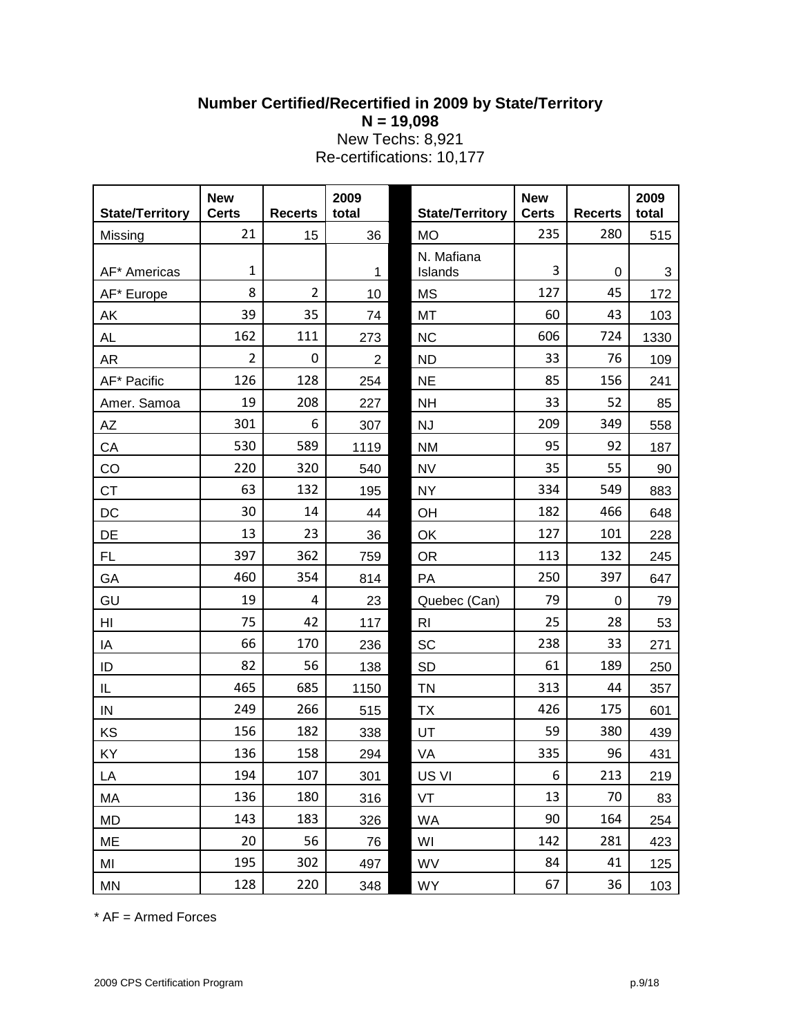**Number Certified/Recertified in 2009 by State/Territory**

**N = 19,098**

New Techs: 8,921

Re-certifications: 10,177

| State/Territory | New Certs | Recerts | 2009 total | | State/Territory | New Certs | Recerts | 2009 total |
|---|---|---|---|---|---|---|---|---|
| Missing | 21 | 15 | 36 | | MO | 235 | 280 | 515 |
| AF* Americas | 1 | | 1 | | N. Mafiana Islands | 3 | 0 | 3 |
| AF* Europe | 8 | 2 | 10 | | MS | 127 | 45 | 172 |
| AK | 39 | 35 | 74 | | MT | 60 | 43 | 103 |
| AL | 162 | 111 | 273 | | NC | 606 | 724 | 1330 |
| AR | 2 | 0 | 2 | | ND | 33 | 76 | 109 |
| AF* Pacific | 126 | 128 | 254 | | NE | 85 | 156 | 241 |
| Amer. Samoa | 19 | 208 | 227 | | NH | 33 | 52 | 85 |
| AZ | 301 | 6 | 307 | | NJ | 209 | 349 | 558 |
| CA | 530 | 589 | 1119 | | NM | 95 | 92 | 187 |
| CO | 220 | 320 | 540 | | NV | 35 | 55 | 90 |
| CT | 63 | 132 | 195 | | NY | 334 | 549 | 883 |
| DC | 30 | 14 | 44 | | OH | 182 | 466 | 648 |
| DE | 13 | 23 | 36 | | OK | 127 | 101 | 228 |
| FL | 397 | 362 | 759 | | OR | 113 | 132 | 245 |
| GA | 460 | 354 | 814 | | PA | 250 | 397 | 647 |
| GU | 19 | 4 | 23 | | Quebec (Can) | 79 | 0 | 79 |
| HI | 75 | 42 | 117 | | RI | 25 | 28 | 53 |
| IA | 66 | 170 | 236 | | SC | 238 | 33 | 271 |
| ID | 82 | 56 | 138 | | SD | 61 | 189 | 250 |
| IL | 465 | 685 | 1150 | | TN | 313 | 44 | 357 |
| IN | 249 | 266 | 515 | | TX | 426 | 175 | 601 |
| KS | 156 | 182 | 338 | | UT | 59 | 380 | 439 |
| KY | 136 | 158 | 294 | | VA | 335 | 96 | 431 |
| LA | 194 | 107 | 301 | | US VI | 6 | 213 | 219 |
| MA | 136 | 180 | 316 | | VT | 13 | 70 | 83 |
| MD | 143 | 183 | 326 | | WA | 90 | 164 | 254 |
| ME | 20 | 56 | 76 | | WI | 142 | 281 | 423 |
| MI | 195 | 302 | 497 | | WV | 84 | 41 | 125 |
| MN | 128 | 220 | 348 | | WY | 67 | 36 | 103 |

* AF = Armed Forces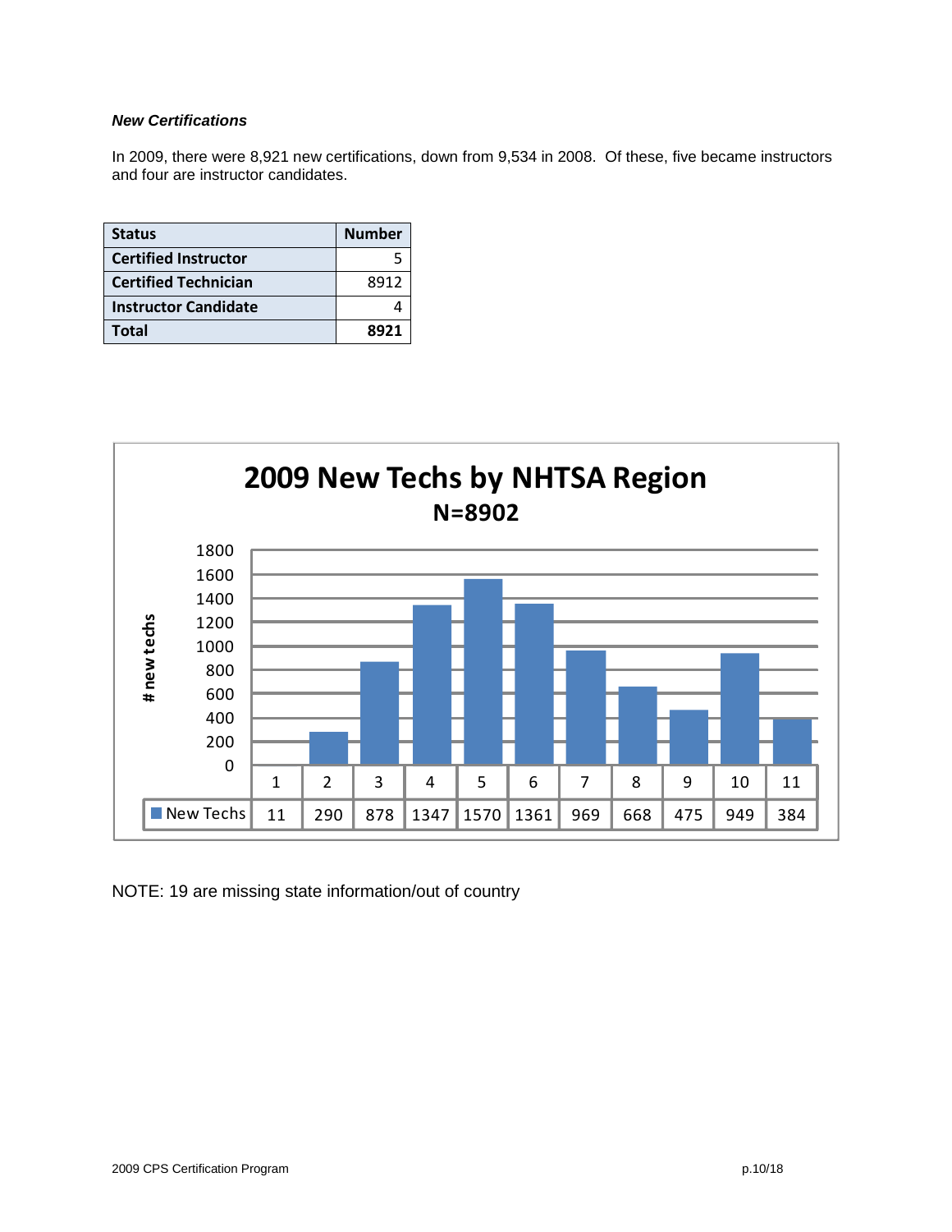***New Certifications***

In 2009, there were 8,921 new certifications, down from 9,534 in 2008. Of these, five became instructors and four are instructor candidates.

| Status | Number |
|---|---|
| **Certified Instructor** | 5 |
| **Certified Technician** | 8912 |
| **Instructor Candidate** | 4 |
| **Total** | **8921** |

**2009 New Techs by NHTSA Region**
**N=8902**

| | 1 | 2 | 3 | 4 | 5 | 6 | 7 | 8 | 9 | 10 | 11 |
|---|---|---|---|---|---|---|---|---|---|---|---|
| New Techs | 11 | 290 | 878 | 1347 | 1570 | 1361 | 969 | 668 | 475 | 949 | 384 |

NOTE: 19 are missing state information/out of country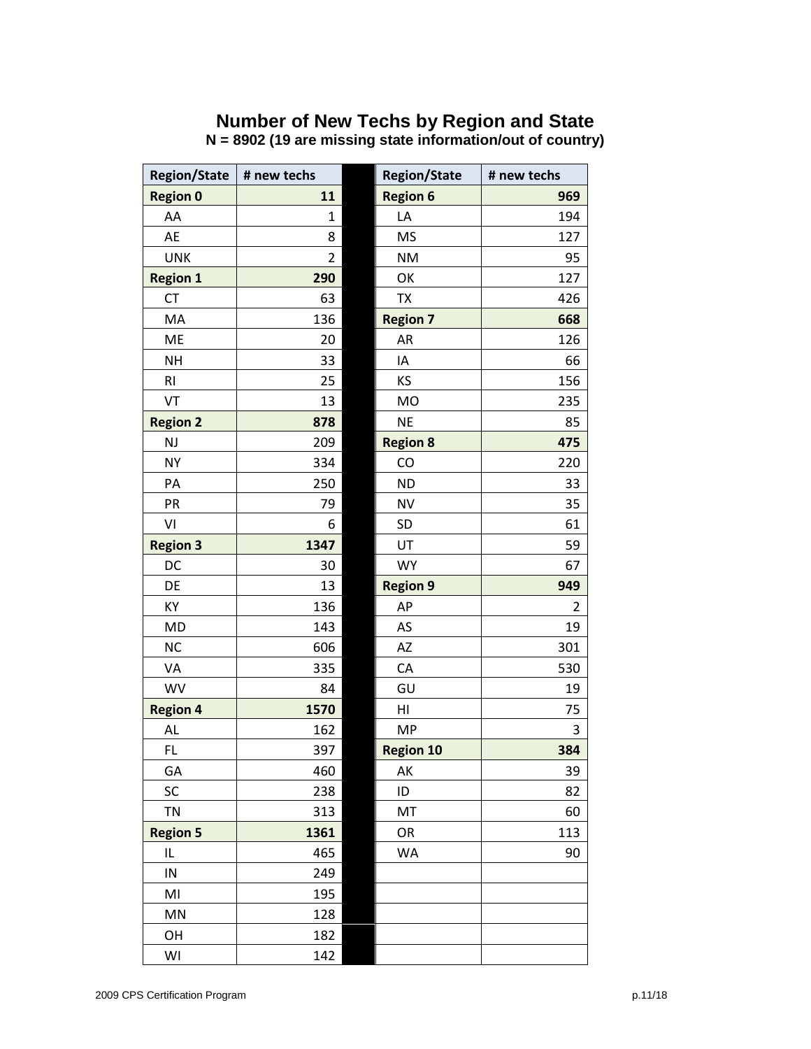# Number of New Techs by Region and State

**N = 8902 (19 are missing state information/out of country)**

| Region/State | # new techs | | Region/State | # new techs |
|---|---|---|---|---|
| **Region 0** | **11** | | **Region 6** | **969** |
| AA | 1 | | LA | 194 |
| AE | 8 | | MS | 127 |
| UNK | 2 | | NM | 95 |
| **Region 1** | **290** | | OK | 127 |
| CT | 63 | | TX | 426 |
| MA | 136 | | **Region 7** | **668** |
| ME | 20 | | AR | 126 |
| NH | 33 | | IA | 66 |
| RI | 25 | | KS | 156 |
| VT | 13 | | MO | 235 |
| **Region 2** | **878** | | NE | 85 |
| NJ | 209 | | **Region 8** | **475** |
| NY | 334 | | CO | 220 |
| PA | 250 | | ND | 33 |
| PR | 79 | | NV | 35 |
| VI | 6 | | SD | 61 |
| **Region 3** | **1347** | | UT | 59 |
| DC | 30 | | WY | 67 |
| DE | 13 | | **Region 9** | **949** |
| KY | 136 | | AP | 2 |
| MD | 143 | | AS | 19 |
| NC | 606 | | AZ | 301 |
| VA | 335 | | CA | 530 |
| WV | 84 | | GU | 19 |
| **Region 4** | **1570** | | HI | 75 |
| AL | 162 | | MP | 3 |
| FL | 397 | | **Region 10** | **384** |
| GA | 460 | | AK | 39 |
| SC | 238 | | ID | 82 |
| TN | 313 | | MT | 60 |
| **Region 5** | **1361** | | OR | 113 |
| IL | 465 | | WA | 90 |
| IN | 249 | | | |
| MI | 195 | | | |
| MN | 128 | | | |
| OH | 182 | | | |
| WI | 142 | | | |

2009 CPS Certification Program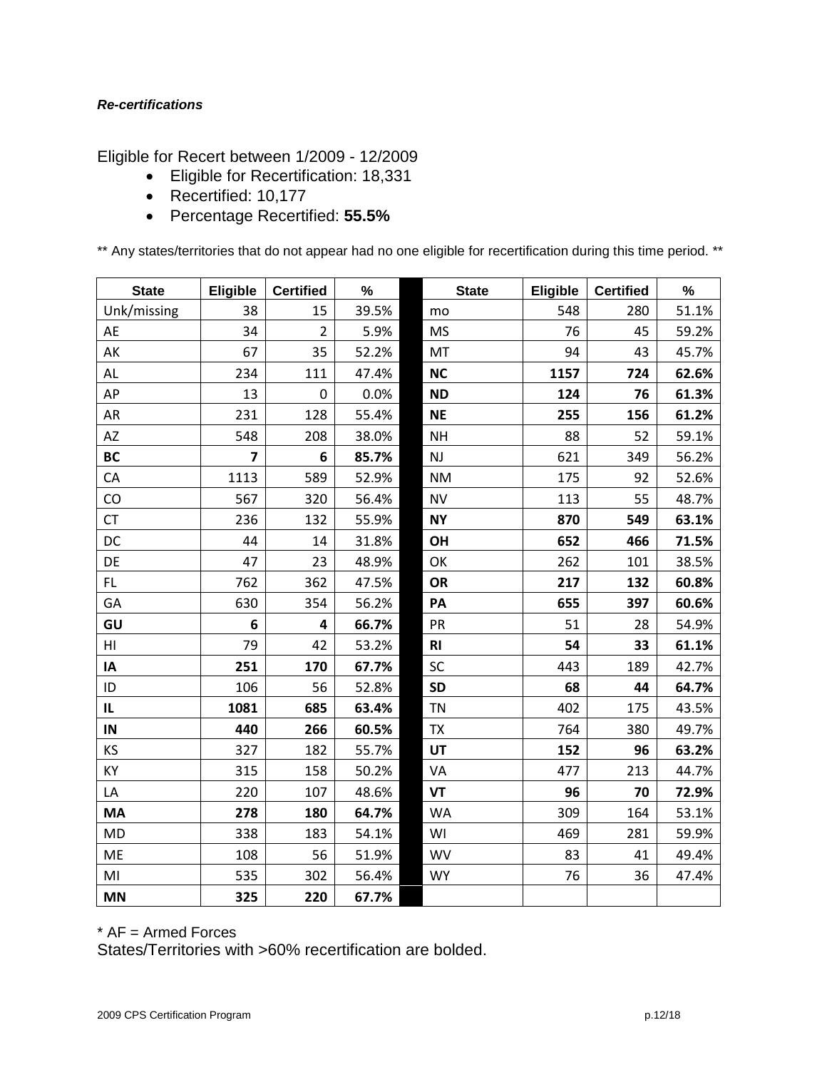***Re-certifications***

Eligible for Recert between 1/2009 - 12/2009

- Eligible for Recertification: 18,331
- Recertified: 10,177
- Percentage Recertified: **55.5%**

** Any states/territories that do not appear had no one eligible for recertification during this time period. **

| State | Eligible | Certified | % | | State | Eligible | Certified | % |
|---|---|---|---|---|---|---|---|---|
| Unk/missing | 38 | 15 | 39.5% | | mo | 548 | 280 | 51.1% |
| AE | 34 | 2 | 5.9% | | MS | 76 | 45 | 59.2% |
| AK | 67 | 35 | 52.2% | | MT | 94 | 43 | 45.7% |
| AL | 234 | 111 | 47.4% | | **NC** | **1157** | **724** | **62.6%** |
| AP | 13 | 0 | 0.0% | | **ND** | **124** | **76** | **61.3%** |
| AR | 231 | 128 | 55.4% | | **NE** | **255** | **156** | **61.2%** |
| AZ | 548 | 208 | 38.0% | | NH | 88 | 52 | 59.1% |
| **BC** | **7** | **6** | **85.7%** | | NJ | 621 | 349 | 56.2% |
| CA | 1113 | 589 | 52.9% | | NM | 175 | 92 | 52.6% |
| CO | 567 | 320 | 56.4% | | NV | 113 | 55 | 48.7% |
| CT | 236 | 132 | 55.9% | | **NY** | **870** | **549** | **63.1%** |
| DC | 44 | 14 | 31.8% | | **OH** | **652** | **466** | **71.5%** |
| DE | 47 | 23 | 48.9% | | OK | 262 | 101 | 38.5% |
| FL | 762 | 362 | 47.5% | | **OR** | **217** | **132** | **60.8%** |
| GA | 630 | 354 | 56.2% | | **PA** | **655** | **397** | **60.6%** |
| **GU** | **6** | **4** | **66.7%** | | PR | 51 | 28 | 54.9% |
| HI | 79 | 42 | 53.2% | | **RI** | **54** | **33** | **61.1%** |
| **IA** | **251** | **170** | **67.7%** | | SC | 443 | 189 | 42.7% |
| ID | 106 | 56 | 52.8% | | **SD** | **68** | **44** | **64.7%** |
| **IL** | **1081** | **685** | **63.4%** | | TN | 402 | 175 | 43.5% |
| **IN** | **440** | **266** | **60.5%** | | TX | 764 | 380 | 49.7% |
| KS | 327 | 182 | 55.7% | | **UT** | **152** | **96** | **63.2%** |
| KY | 315 | 158 | 50.2% | | VA | 477 | 213 | 44.7% |
| LA | 220 | 107 | 48.6% | | **VT** | **96** | **70** | **72.9%** |
| **MA** | **278** | **180** | **64.7%** | | WA | 309 | 164 | 53.1% |
| MD | 338 | 183 | 54.1% | | WI | 469 | 281 | 59.9% |
| ME | 108 | 56 | 51.9% | | WV | 83 | 41 | 49.4% |
| MI | 535 | 302 | 56.4% | | WY | 76 | 36 | 47.4% |
| **MN** | **325** | **220** | **67.7%** | | | | | |

* AF = Armed Forces

States/Territories with >60% recertification are bolded.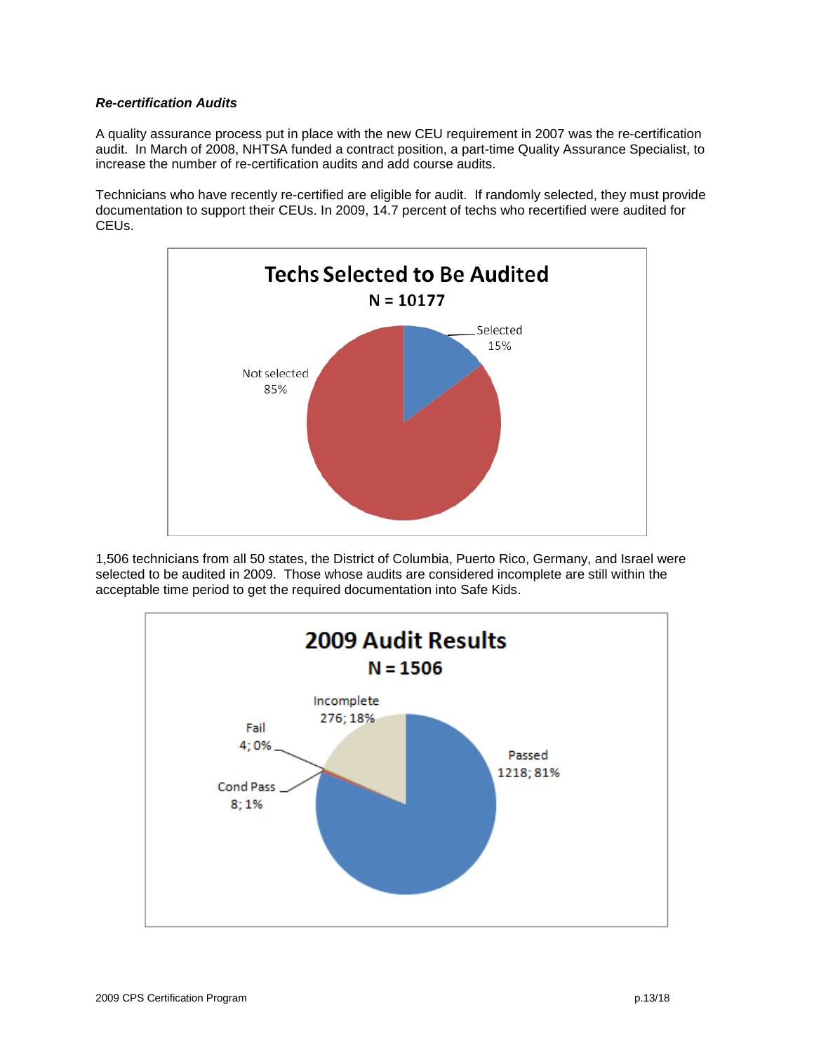### *Re-certification Audits*

A quality assurance process put in place with the new CEU requirement in 2007 was the re-certification audit. In March of 2008, NHTSA funded a contract position, a part-time Quality Assurance Specialist, to increase the number of re-certification audits and add course audits.

Technicians who have recently re-certified are eligible for audit. If randomly selected, they must provide documentation to support their CEUs. In 2009, 14.7 percent of techs who recertified were audited for CEUs.

**Techs Selected to Be Audited**
**N = 10177**

Selected 15%
Not selected 85%

1,506 technicians from all 50 states, the District of Columbia, Puerto Rico, Germany, and Israel were selected to be audited in 2009. Those whose audits are considered incomplete are still within the acceptable time period to get the required documentation into Safe Kids.

**2009 Audit Results**
**N = 1506**

Passed 1218; 81%
Incomplete 276; 18%
Fail 4; 0%
Cond Pass 8; 1%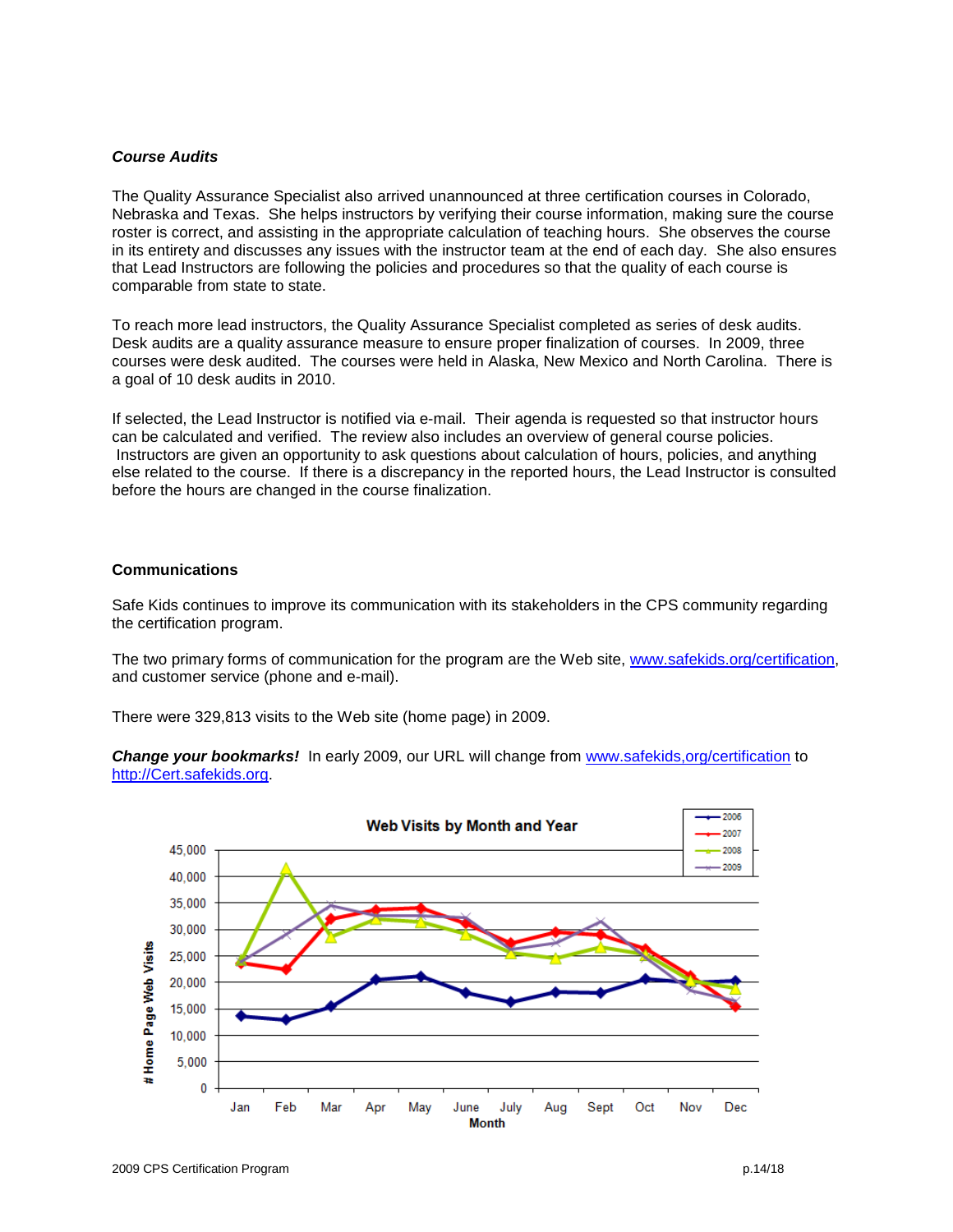### *Course Audits*

The Quality Assurance Specialist also arrived unannounced at three certification courses in Colorado, Nebraska and Texas. She helps instructors by verifying their course information, making sure the course roster is correct, and assisting in the appropriate calculation of teaching hours. She observes the course in its entirety and discusses any issues with the instructor team at the end of each day. She also ensures that Lead Instructors are following the policies and procedures so that the quality of each course is comparable from state to state.

To reach more lead instructors, the Quality Assurance Specialist completed as series of desk audits. Desk audits are a quality assurance measure to ensure proper finalization of courses. In 2009, three courses were desk audited. The courses were held in Alaska, New Mexico and North Carolina. There is a goal of 10 desk audits in 2010.

If selected, the Lead Instructor is notified via e-mail. Their agenda is requested so that instructor hours can be calculated and verified. The review also includes an overview of general course policies. Instructors are given an opportunity to ask questions about calculation of hours, policies, and anything else related to the course. If there is a discrepancy in the reported hours, the Lead Instructor is consulted before the hours are changed in the course finalization.

### Communications

Safe Kids continues to improve its communication with its stakeholders in the CPS community regarding the certification program.

The two primary forms of communication for the program are the Web site, www.safekids.org/certification, and customer service (phone and e-mail).

There were 329,813 visits to the Web site (home page) in 2009.

***Change your bookmarks!*** In early 2009, our URL will change from www.safekids,org/certification to http://Cert.safekids.org.

**Web Visits by Month and Year**

# Home Page Web Visits (y-axis, 0–45,000) by Month (Jan–Dec); series: 2006, 2007, 2008, 2009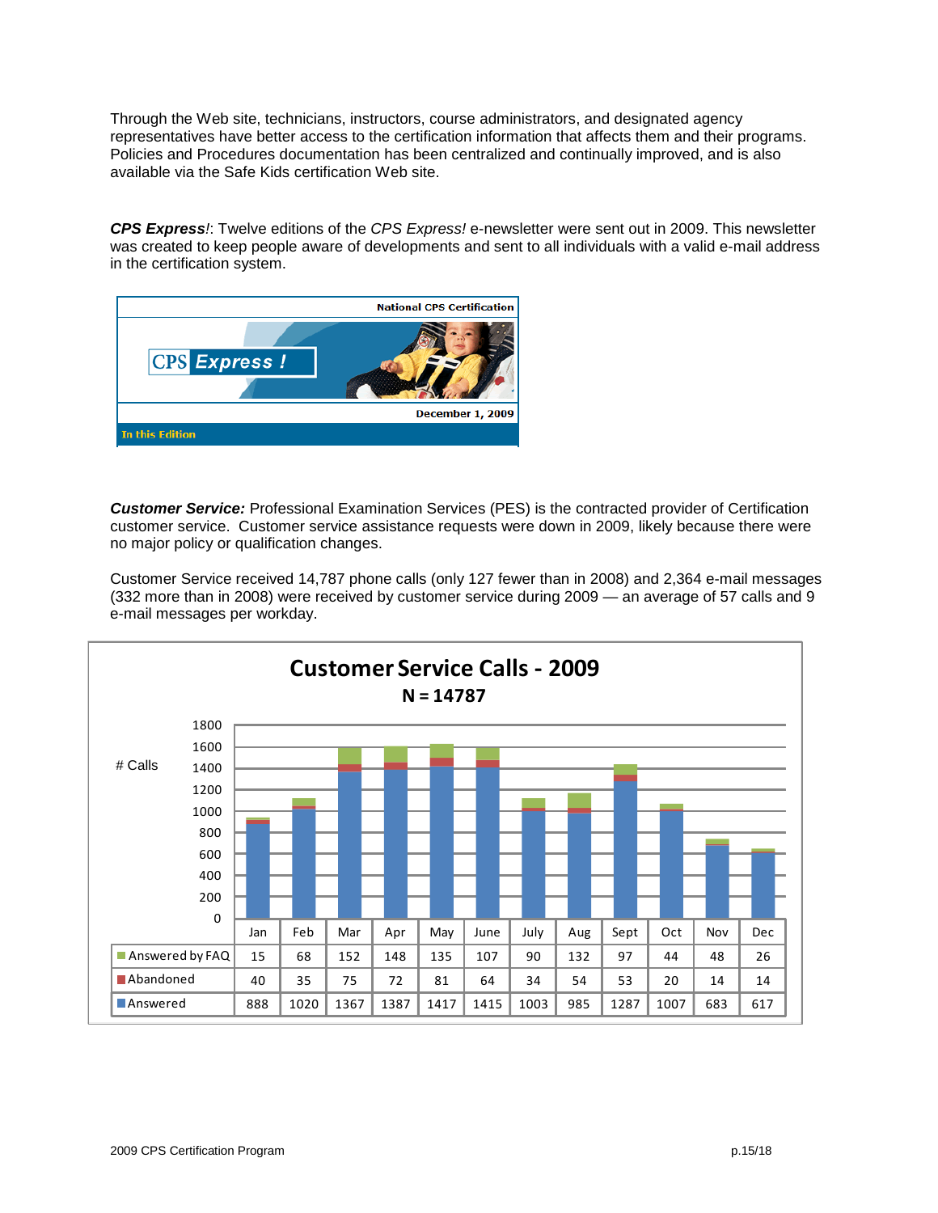Through the Web site, technicians, instructors, course administrators, and designated agency representatives have better access to the certification information that affects them and their programs. Policies and Procedures documentation has been centralized and continually improved, and is also available via the Safe Kids certification Web site.

***CPS Express!***: Twelve editions of the *CPS Express!* e-newsletter were sent out in 2009. This newsletter was created to keep people aware of developments and sent to all individuals with a valid e-mail address in the certification system.

National CPS Certification

CPS Express !

December 1, 2009

In this Edition

***Customer Service:*** Professional Examination Services (PES) is the contracted provider of Certification customer service. Customer service assistance requests were down in 2009, likely because there were no major policy or qualification changes.

Customer Service received 14,787 phone calls (only 127 fewer than in 2008) and 2,364 e-mail messages (332 more than in 2008) were received by customer service during 2009 — an average of 57 calls and 9 e-mail messages per workday.

**Customer Service Calls - 2009**

**N = 14787**

| | Jan | Feb | Mar | Apr | May | June | July | Aug | Sept | Oct | Nov | Dec |
|---|---|---|---|---|---|---|---|---|---|---|---|---|
| Answered by FAQ | 15 | 68 | 152 | 148 | 135 | 107 | 90 | 132 | 97 | 44 | 48 | 26 |
| Abandoned | 40 | 35 | 75 | 72 | 81 | 64 | 34 | 54 | 53 | 20 | 14 | 14 |
| Answered | 888 | 1020 | 1367 | 1387 | 1417 | 1415 | 1003 | 985 | 1287 | 1007 | 683 | 617 |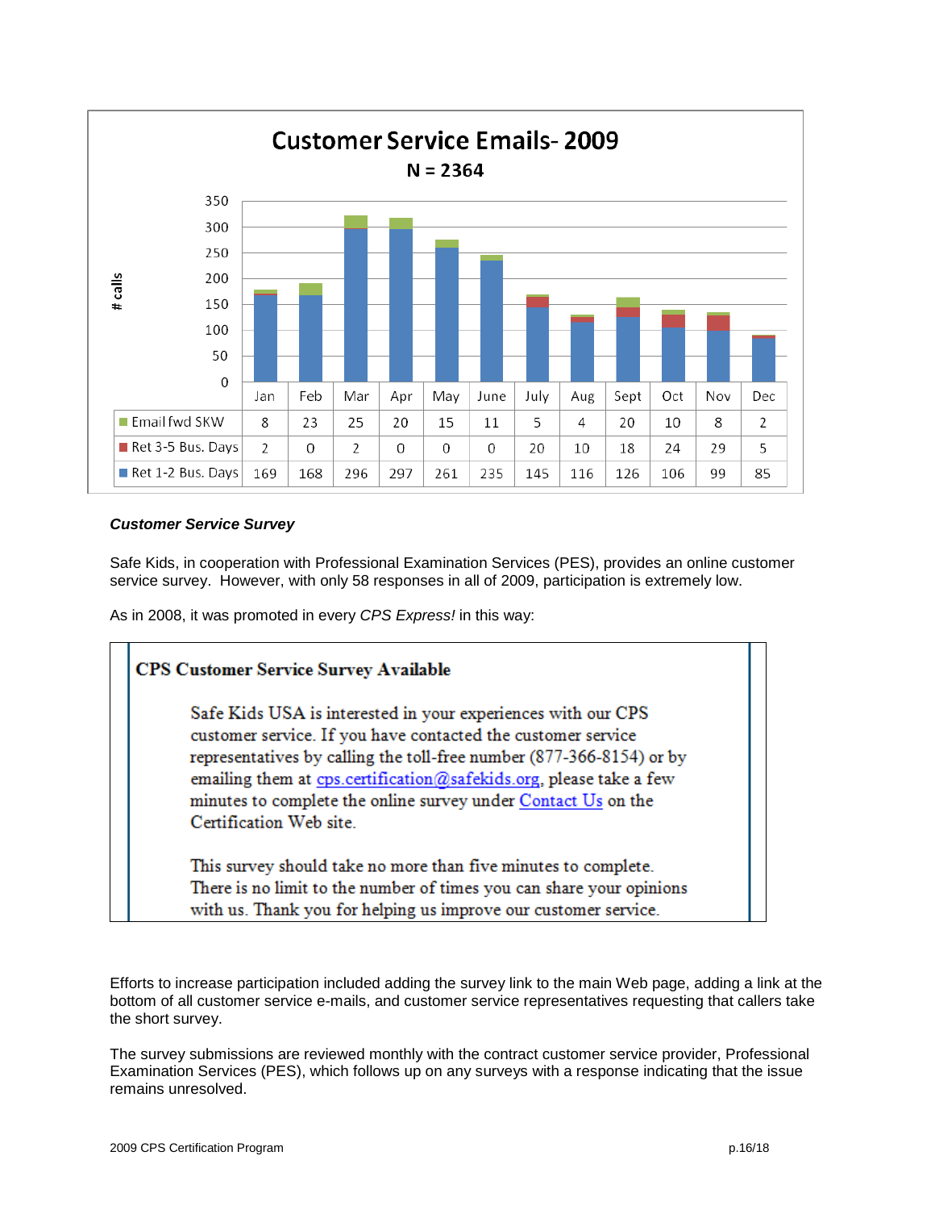**Customer Service Emails- 2009**

**N = 2364**

| | Jan | Feb | Mar | Apr | May | June | July | Aug | Sept | Oct | Nov | Dec |
|---|---|---|---|---|---|---|---|---|---|---|---|---|
| Email fwd SKW | 8 | 23 | 25 | 20 | 15 | 11 | 5 | 4 | 20 | 10 | 8 | 2 |
| Ret 3-5 Bus. Days | 2 | 0 | 2 | 0 | 0 | 0 | 20 | 10 | 18 | 24 | 29 | 5 |
| Ret 1-2 Bus. Days | 169 | 168 | 296 | 297 | 261 | 235 | 145 | 116 | 126 | 106 | 99 | 85 |

***Customer Service Survey***

Safe Kids, in cooperation with Professional Examination Services (PES), provides an online customer service survey. However, with only 58 responses in all of 2009, participation is extremely low.

As in 2008, it was promoted in every *CPS Express!* in this way:

> **CPS Customer Service Survey Available**
>
> Safe Kids USA is interested in your experiences with our CPS customer service. If you have contacted the customer service representatives by calling the toll-free number (877-366-8154) or by emailing them at cps.certification@safekids.org, please take a few minutes to complete the online survey under Contact Us on the Certification Web site.
>
> This survey should take no more than five minutes to complete. There is no limit to the number of times you can share your opinions with us. Thank you for helping us improve our customer service.

Efforts to increase participation included adding the survey link to the main Web page, adding a link at the bottom of all customer service e-mails, and customer service representatives requesting that callers take the short survey.

The survey submissions are reviewed monthly with the contract customer service provider, Professional Examination Services (PES), which follows up on any surveys with a response indicating that the issue remains unresolved.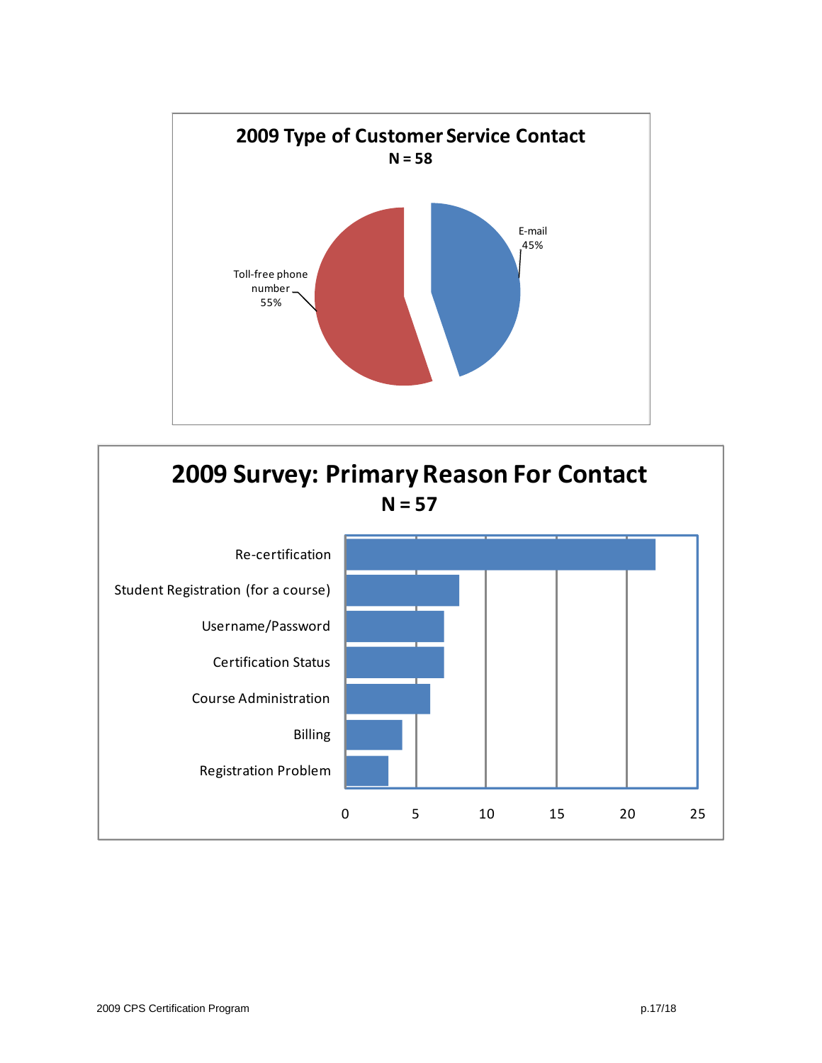**2009 Type of Customer Service Contact**
**N = 58**

| Type of Contact | Percent |
|---|---|
| Toll-free phone number | 55% |
| E-mail | 45% |

**2009 Survey: Primary Reason For Contact**
**N = 57**

| Reason | Count |
|---|---|
| Re-certification | 22 |
| Student Registration (for a course) | 8 |
| Username/Password | 7 |
| Certification Status | 7 |
| Course Administration | 6 |
| Billing | 4 |
| Registration Problem | 3 |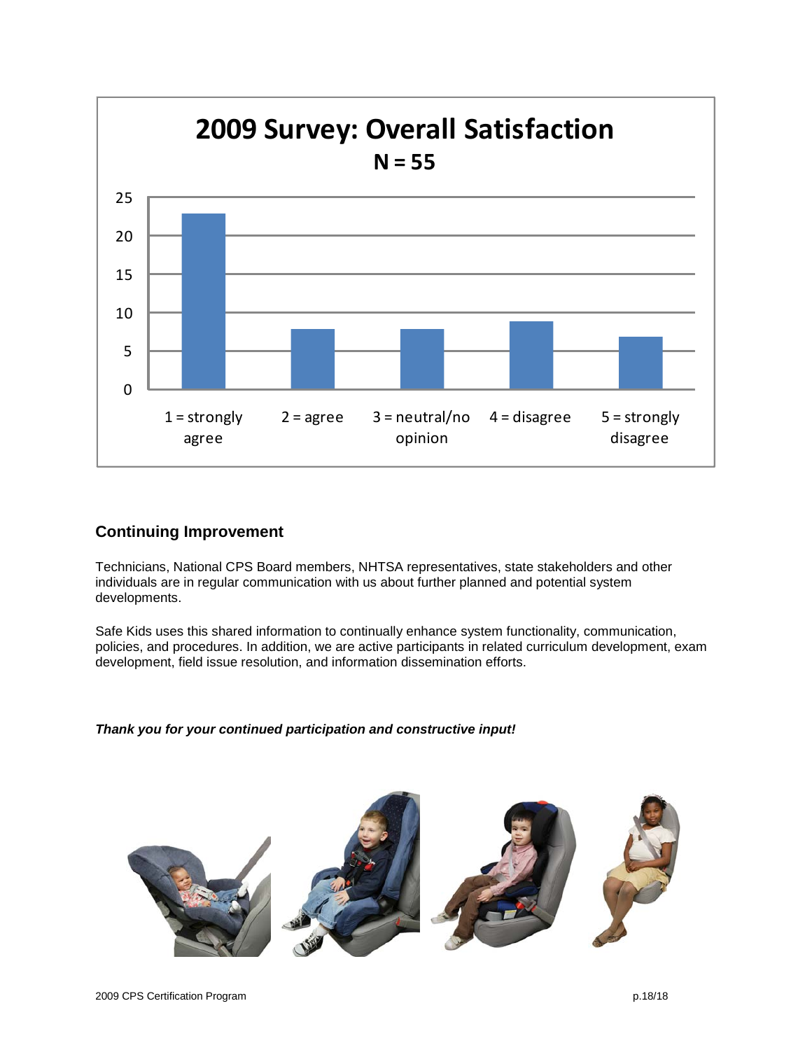2009 Survey: Overall Satisfaction

N = 55

25

20

15

10

5

0

1 = strongly agree

2 = agree

3 = neutral/no opinion

4 = disagree

5 = strongly disagree

## Continuing Improvement

Technicians, National CPS Board members, NHTSA representatives, state stakeholders and other individuals are in regular communication with us about further planned and potential system developments.

Safe Kids uses this shared information to continually enhance system functionality, communication, policies, and procedures. In addition, we are active participants in related curriculum development, exam development, field issue resolution, and information dissemination efforts.

***Thank you for your continued participation and constructive input!***